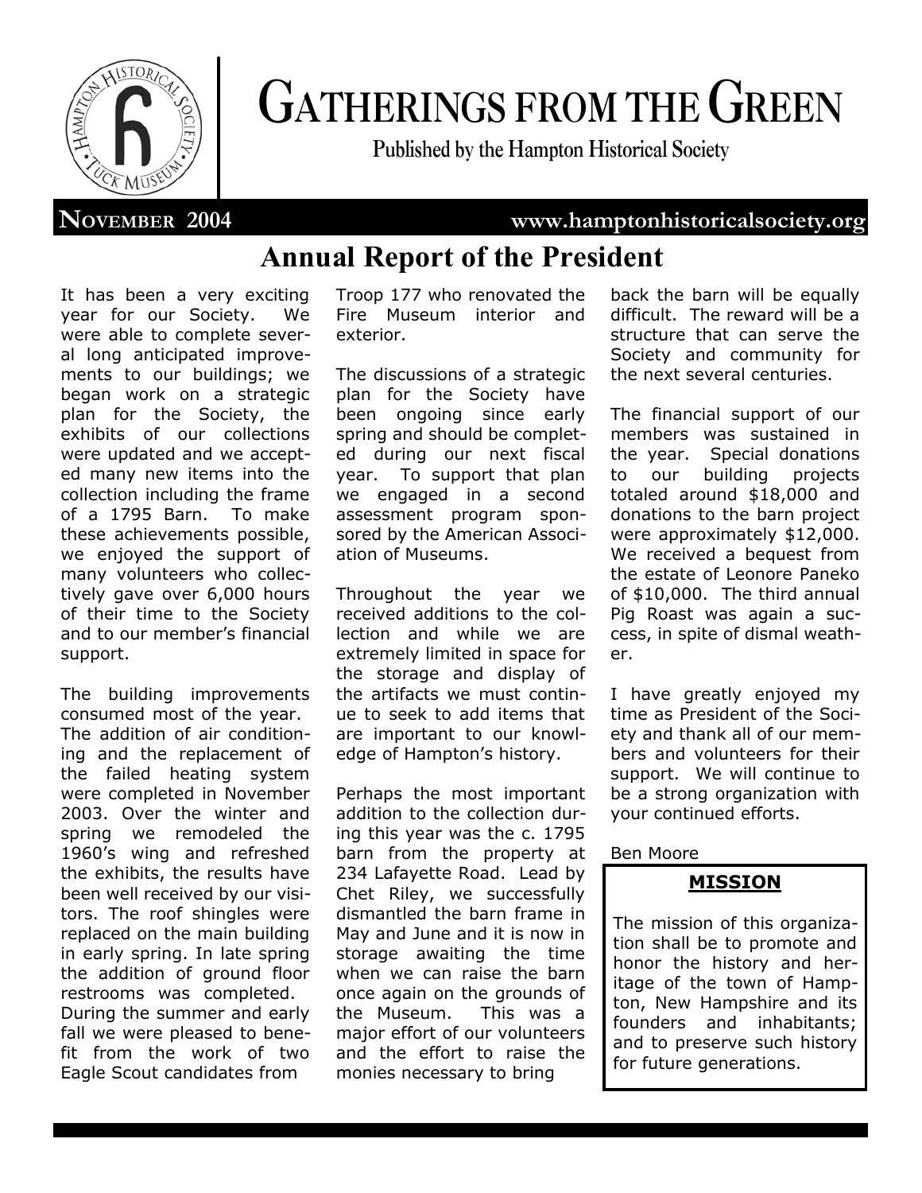# GATHERINGS FROM THE GREEN

**Published by the Hampton Historical Society**

**NOVEMBER 2004** **www.hamptonhistoricalsociety.org**

## Annual Report of the President

It has been a very exciting year for our Society. We were able to complete several long anticipated improvements to our buildings; we began work on a strategic plan for the Society, the exhibits of our collections were updated and we accepted many new items into the collection including the frame of a 1795 Barn. To make these achievements possible, we enjoyed the support of many volunteers who collectively gave over 6,000 hours of their time to the Society and to our member's financial support.

The building improvements consumed most of the year. The addition of air conditioning and the replacement of the failed heating system were completed in November 2003. Over the winter and spring we remodeled the 1960's wing and refreshed the exhibits, the results have been well received by our visitors. The roof shingles were replaced on the main building in early spring. In late spring the addition of ground floor restrooms was completed. During the summer and early fall we were pleased to benefit from the work of two Eagle Scout candidates from Troop 177 who renovated the Fire Museum interior and exterior.

The discussions of a strategic plan for the Society have been ongoing since early spring and should be completed during our next fiscal year. To support that plan we engaged in a second assessment program sponsored by the American Association of Museums.

Throughout the year we received additions to the collection and while we are extremely limited in space for the storage and display of the artifacts we must continue to seek to add items that are important to our knowledge of Hampton's history.

Perhaps the most important addition to the collection during this year was the c. 1795 barn from the property at 234 Lafayette Road. Lead by Chet Riley, we successfully dismantled the barn frame in May and June and it is now in storage awaiting the time when we can raise the barn once again on the grounds of the Museum. This was a major effort of our volunteers and the effort to raise the monies necessary to bring back the barn will be equally difficult. The reward will be a structure that can serve the Society and community for the next several centuries.

The financial support of our members was sustained in the year. Special donations to our building projects totaled around $18,000 and donations to the barn project were approximately $12,000. We received a bequest from the estate of Leonore Paneko of $10,000. The third annual Pig Roast was again a success, in spite of dismal weather.

I have greatly enjoyed my time as President of the Society and thank all of our members and volunteers for their support. We will continue to be a strong organization with your continued efforts.

Ben Moore

### MISSION

The mission of this organization shall be to promote and honor the history and heritage of the town of Hampton, New Hampshire and its founders and inhabitants; and to preserve such history for future generations.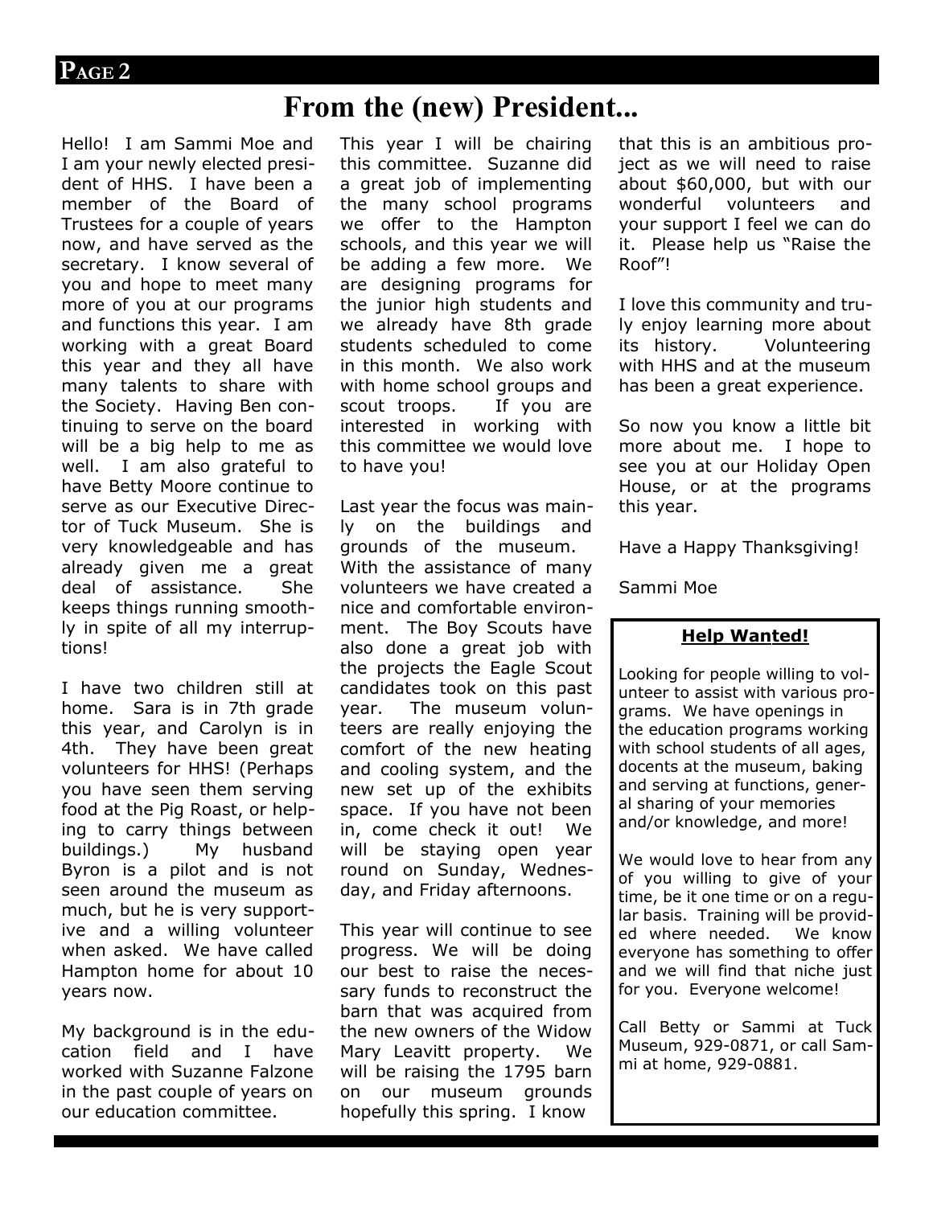# From the (new) President...

Hello! I am Sammi Moe and I am your newly elected president of HHS. I have been a member of the Board of Trustees for a couple of years now, and have served as the secretary. I know several of you and hope to meet many more of you at our programs and functions this year. I am working with a great Board this year and they all have many talents to share with the Society. Having Ben continuing to serve on the board will be a big help to me as well. I am also grateful to have Betty Moore continue to serve as our Executive Director of Tuck Museum. She is very knowledgeable and has already given me a great deal of assistance. She keeps things running smoothly in spite of all my interruptions!

I have two children still at home. Sara is in 7th grade this year, and Carolyn is in 4th. They have been great volunteers for HHS! (Perhaps you have seen them serving food at the Pig Roast, or helping to carry things between buildings.) My husband Byron is a pilot and is not seen around the museum as much, but he is very supportive and a willing volunteer when asked. We have called Hampton home for about 10 years now.

My background is in the education field and I have worked with Suzanne Falzone in the past couple of years on our education committee. This year I will be chairing this committee. Suzanne did a great job of implementing the many school programs we offer to the Hampton schools, and this year we will be adding a few more. We are designing programs for the junior high students and we already have 8th grade students scheduled to come in this month. We also work with home school groups and scout troops. If you are interested in working with this committee we would love to have you!

Last year the focus was mainly on the buildings and grounds of the museum. With the assistance of many volunteers we have created a nice and comfortable environment. The Boy Scouts have also done a great job with the projects the Eagle Scout candidates took on this past year. The museum volunteers are really enjoying the comfort of the new heating and cooling system, and the new set up of the exhibits space. If you have not been in, come check it out! We will be staying open year round on Sunday, Wednesday, and Friday afternoons.

This year will continue to see progress. We will be doing our best to raise the necessary funds to reconstruct the barn that was acquired from the new owners of the Widow Mary Leavitt property. We will be raising the 1795 barn on our museum grounds hopefully this spring. I know that this is an ambitious project as we will need to raise about $60,000, but with our wonderful volunteers and your support I feel we can do it. Please help us "Raise the Roof"!

I love this community and truly enjoy learning more about its history. Volunteering with HHS and at the museum has been a great experience.

So now you know a little bit more about me. I hope to see you at our Holiday Open House, or at the programs this year.

Have a Happy Thanksgiving!

Sammi Moe

**Help Wanted!**

Looking for people willing to volunteer to assist with various programs. We have openings in the education programs working with school students of all ages, docents at the museum, baking and serving at functions, general sharing of your memories and/or knowledge, and more!

We would love to hear from any of you willing to give of your time, be it one time or on a regular basis. Training will be provided where needed. We know everyone has something to offer and we will find that niche just for you. Everyone welcome!

Call Betty or Sammi at Tuck Museum, 929-0871, or call Sammi at home, 929-0881.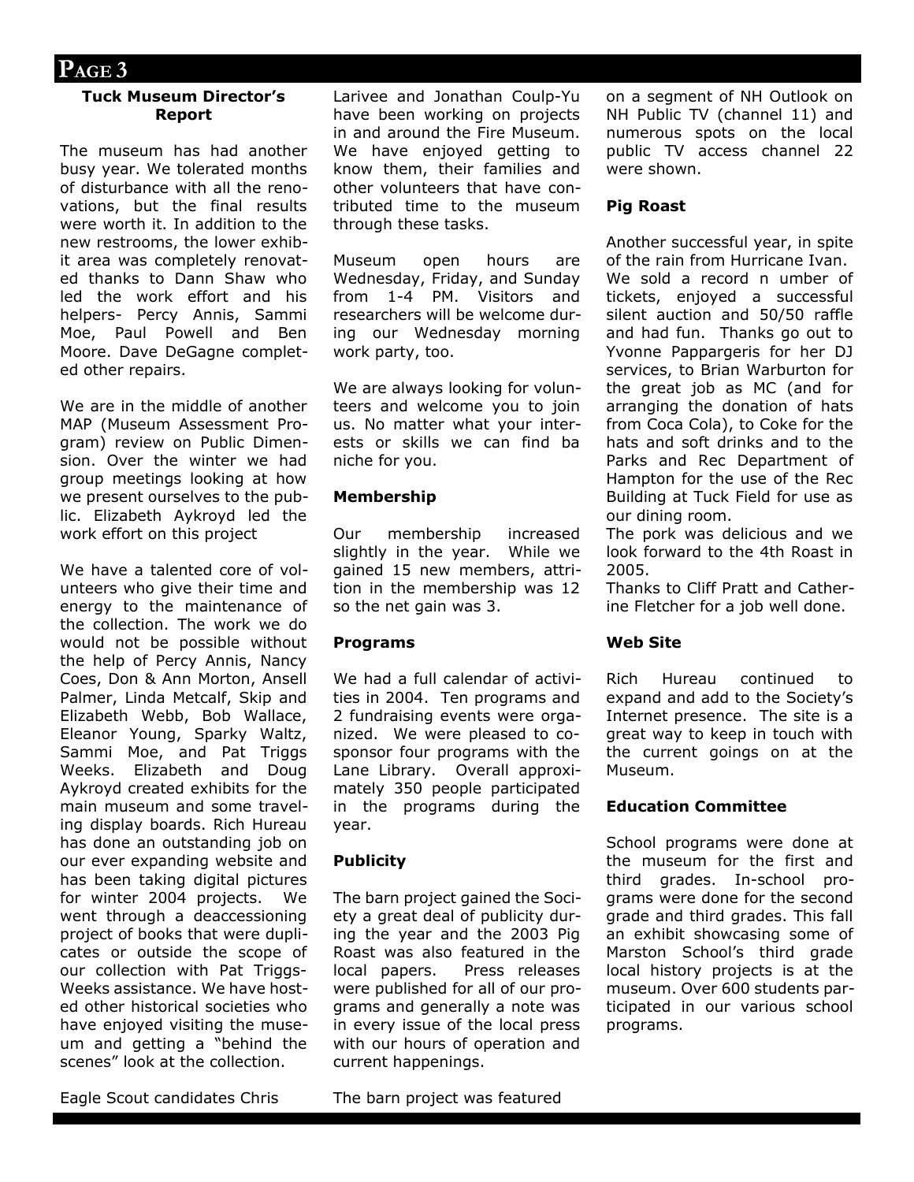#### Tuck Museum Director's Report

The museum has had another busy year. We tolerated months of disturbance with all the renovations, but the final results were worth it. In addition to the new restrooms, the lower exhibit area was completely renovated thanks to Dann Shaw who led the work effort and his helpers- Percy Annis, Sammi Moe, Paul Powell and Ben Moore. Dave DeGagne completed other repairs.

We are in the middle of another MAP (Museum Assessment Program) review on Public Dimension. Over the winter we had group meetings looking at how we present ourselves to the public. Elizabeth Aykroyd led the work effort on this project

We have a talented core of volunteers who give their time and energy to the maintenance of the collection. The work we do would not be possible without the help of Percy Annis, Nancy Coes, Don & Ann Morton, Ansell Palmer, Linda Metcalf, Skip and Elizabeth Webb, Bob Wallace, Eleanor Young, Sparky Waltz, Sammi Moe, and Pat Triggs Weeks. Elizabeth and Doug Aykroyd created exhibits for the main museum and some traveling display boards. Rich Hureau has done an outstanding job on our ever expanding website and has been taking digital pictures for winter 2004 projects. We went through a deaccessioning project of books that were duplicates or outside the scope of our collection with Pat Triggs-Weeks assistance. We have hosted other historical societies who have enjoyed visiting the museum and getting a "behind the scenes" look at the collection.

Eagle Scout candidates Chris Larivee and Jonathan Coulp-Yu have been working on projects in and around the Fire Museum. We have enjoyed getting to know them, their families and other volunteers that have contributed time to the museum through these tasks.

Museum open hours are Wednesday, Friday, and Sunday from 1-4 PM. Visitors and researchers will be welcome during our Wednesday morning work party, too.

We are always looking for volunteers and welcome you to join us. No matter what your interests or skills we can find ba niche for you.

**Membership**

Our membership increased slightly in the year. While we gained 15 new members, attrition in the membership was 12 so the net gain was 3.

**Programs**

We had a full calendar of activities in 2004. Ten programs and 2 fundraising events were organized. We were pleased to co-sponsor four programs with the Lane Library. Overall approximately 350 people participated in the programs during the year.

**Publicity**

The barn project gained the Society a great deal of publicity during the year and the 2003 Pig Roast was also featured in the local papers. Press releases were published for all of our programs and generally a note was in every issue of the local press with our hours of operation and current happenings.

The barn project was featured on a segment of NH Outlook on NH Public TV (channel 11) and numerous spots on the local public TV access channel 22 were shown.

**Pig Roast**

Another successful year, in spite of the rain from Hurricane Ivan. We sold a record n umber of tickets, enjoyed a successful silent auction and 50/50 raffle and had fun. Thanks go out to Yvonne Pappargeris for her DJ services, to Brian Warburton for the great job as MC (and for arranging the donation of hats from Coca Cola), to Coke for the hats and soft drinks and to the Parks and Rec Department of Hampton for the use of the Rec Building at Tuck Field for use as our dining room.

The pork was delicious and we look forward to the 4th Roast in 2005.

Thanks to Cliff Pratt and Catherine Fletcher for a job well done.

**Web Site**

Rich Hureau continued to expand and add to the Society's Internet presence. The site is a great way to keep in touch with the current goings on at the Museum.

**Education Committee**

School programs were done at the museum for the first and third grades. In-school programs were done for the second grade and third grades. This fall an exhibit showcasing some of Marston School's third grade local history projects is at the museum. Over 600 students participated in our various school programs.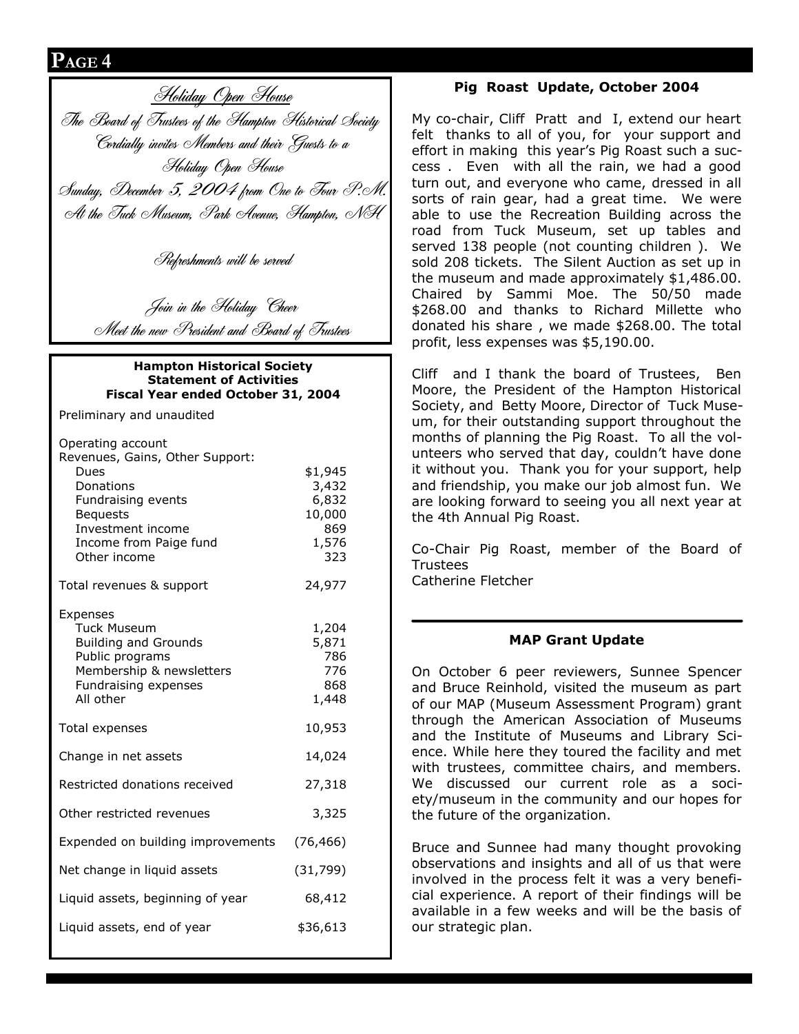## Holiday Open House

The Board of Trustees of the Hampton Historical Society

Cordially invites Members and their Guests to a

Holiday Open House

Sunday, December 5, 2004 from One to Four P.M.

At the Tuck Museum, Park Avenue, Hampton, NH

Refreshments will be served

Join in the Holiday Cheer

Meet the new President and Board of Trustees

**Hampton Historical Society**
**Statement of Activities**
**Fiscal Year ended October 31, 2004**

Preliminary and unaudited

| | |
|---|---|
| Operating account | |
| Revenues, Gains, Other Support: | |
| Dues | $1,945 |
| Donations | 3,432 |
| Fundraising events | 6,832 |
| Bequests | 10,000 |
| Investment income | 869 |
| Income from Paige fund | 1,576 |
| Other income | 323 |
| Total revenues & support | 24,977 |
| Expenses | |
| Tuck Museum | 1,204 |
| Building and Grounds | 5,871 |
| Public programs | 786 |
| Membership & newsletters | 776 |
| Fundraising expenses | 868 |
| All other | 1,448 |
| Total expenses | 10,953 |
| Change in net assets | 14,024 |
| Restricted donations received | 27,318 |
| Other restricted revenues | 3,325 |
| Expended on building improvements | (76,466) |
| Net change in liquid assets | (31,799) |
| Liquid assets, beginning of year | 68,412 |
| Liquid assets, end of year | $36,613 |

### Pig Roast Update, October 2004

My co-chair, Cliff Pratt and I, extend our heart felt thanks to all of you, for your support and effort in making this year's Pig Roast such a success . Even with all the rain, we had a good turn out, and everyone who came, dressed in all sorts of rain gear, had a great time. We were able to use the Recreation Building across the road from Tuck Museum, set up tables and served 138 people (not counting children ). We sold 208 tickets. The Silent Auction as set up in the museum and made approximately $1,486.00. Chaired by Sammi Moe. The 50/50 made $268.00 and thanks to Richard Millette who donated his share , we made $268.00. The total profit, less expenses was $5,190.00.

Cliff and I thank the board of Trustees, Ben Moore, the President of the Hampton Historical Society, and Betty Moore, Director of Tuck Museum, for their outstanding support throughout the months of planning the Pig Roast. To all the volunteers who served that day, couldn't have done it without you. Thank you for your support, help and friendship, you make our job almost fun. We are looking forward to seeing you all next year at the 4th Annual Pig Roast.

Co-Chair Pig Roast, member of the Board of Trustees
Catherine Fletcher

### MAP Grant Update

On October 6 peer reviewers, Sunnee Spencer and Bruce Reinhold, visited the museum as part of our MAP (Museum Assessment Program) grant through the American Association of Museums and the Institute of Museums and Library Science. While here they toured the facility and met with trustees, committee chairs, and members. We discussed our current role as a society/museum in the community and our hopes for the future of the organization.

Bruce and Sunnee had many thought provoking observations and insights and all of us that were involved in the process felt it was a very beneficial experience. A report of their findings will be available in a few weeks and will be the basis of our strategic plan.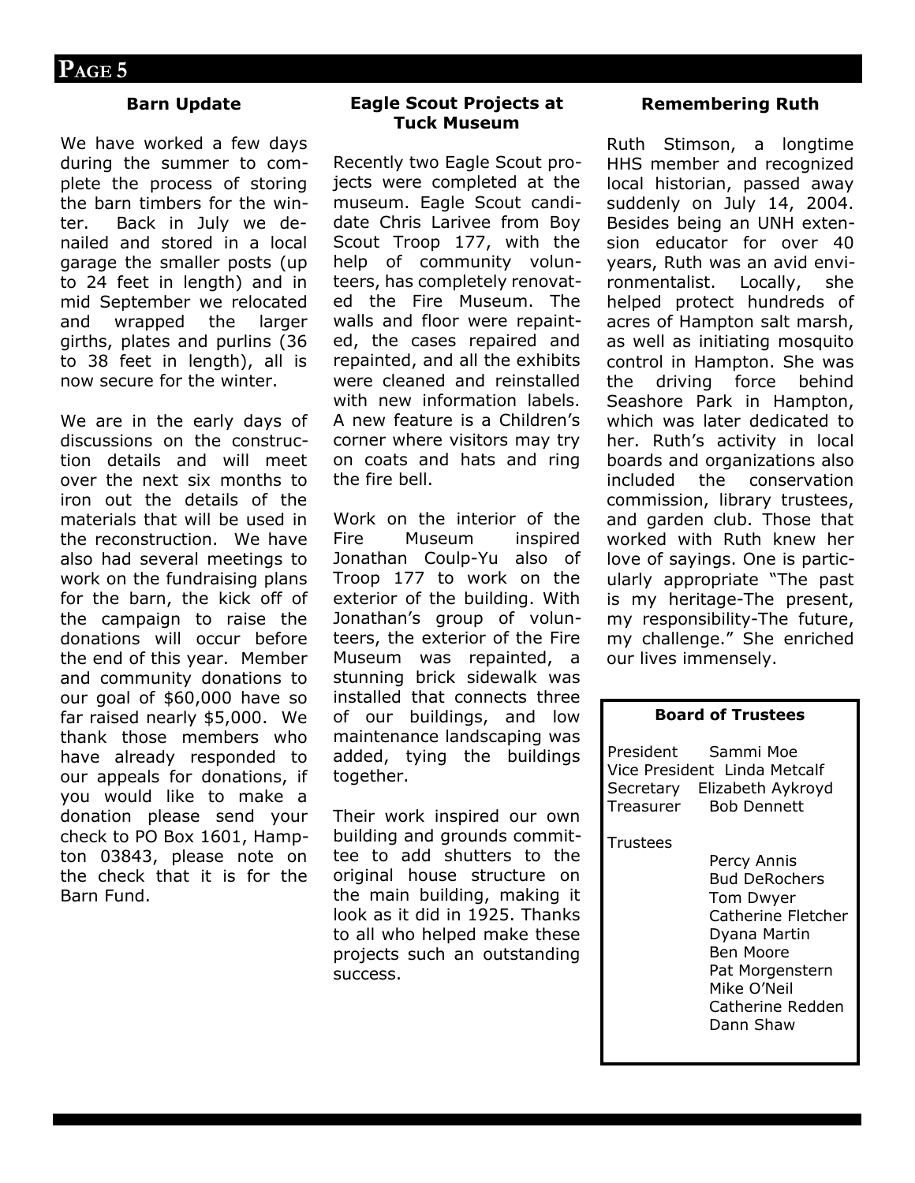## Barn Update

We have worked a few days during the summer to complete the process of storing the barn timbers for the winter. Back in July we denailed and stored in a local garage the smaller posts (up to 24 feet in length) and in mid September we relocated and wrapped the larger girths, plates and purlins (36 to 38 feet in length), all is now secure for the winter.

We are in the early days of discussions on the construction details and will meet over the next six months to iron out the details of the materials that will be used in the reconstruction. We have also had several meetings to work on the fundraising plans for the barn, the kick off of the campaign to raise the donations will occur before the end of this year. Member and community donations to our goal of $60,000 have so far raised nearly $5,000. We thank those members who have already responded to our appeals for donations, if you would like to make a donation please send your check to PO Box 1601, Hampton 03843, please note on the check that it is for the Barn Fund.

## Eagle Scout Projects at Tuck Museum

Recently two Eagle Scout projects were completed at the museum. Eagle Scout candidate Chris Larivee from Boy Scout Troop 177, with the help of community volunteers, has completely renovated the Fire Museum. The walls and floor were repainted, the cases repaired and repainted, and all the exhibits were cleaned and reinstalled with new information labels. A new feature is a Children's corner where visitors may try on coats and hats and ring the fire bell.

Work on the interior of the Fire Museum inspired Jonathan Coulp-Yu also of Troop 177 to work on the exterior of the building. With Jonathan's group of volunteers, the exterior of the Fire Museum was repainted, a stunning brick sidewalk was installed that connects three of our buildings, and low maintenance landscaping was added, tying the buildings together.

Their work inspired our own building and grounds committee to add shutters to the original house structure on the main building, making it look as it did in 1925. Thanks to all who helped make these projects such an outstanding success.

## Remembering Ruth

Ruth Stimson, a longtime HHS member and recognized local historian, passed away suddenly on July 14, 2004. Besides being an UNH extension educator for over 40 years, Ruth was an avid environmentalist. Locally, she helped protect hundreds of acres of Hampton salt marsh, as well as initiating mosquito control in Hampton. She was the driving force behind Seashore Park in Hampton, which was later dedicated to her. Ruth's activity in local boards and organizations also included the conservation commission, library trustees, and garden club. Those that worked with Ruth knew her love of sayings. One is particularly appropriate "The past is my heritage-The present, my responsibility-The future, my challenge." She enriched our lives immensely.

**Board of Trustees**

President Sammi Moe
Vice President Linda Metcalf
Secretary Elizabeth Aykroyd
Treasurer Bob Dennett

Trustees

- Percy Annis
- Bud DeRochers
- Tom Dwyer
- Catherine Fletcher
- Dyana Martin
- Ben Moore
- Pat Morgenstern
- Mike O'Neil
- Catherine Redden
- Dann Shaw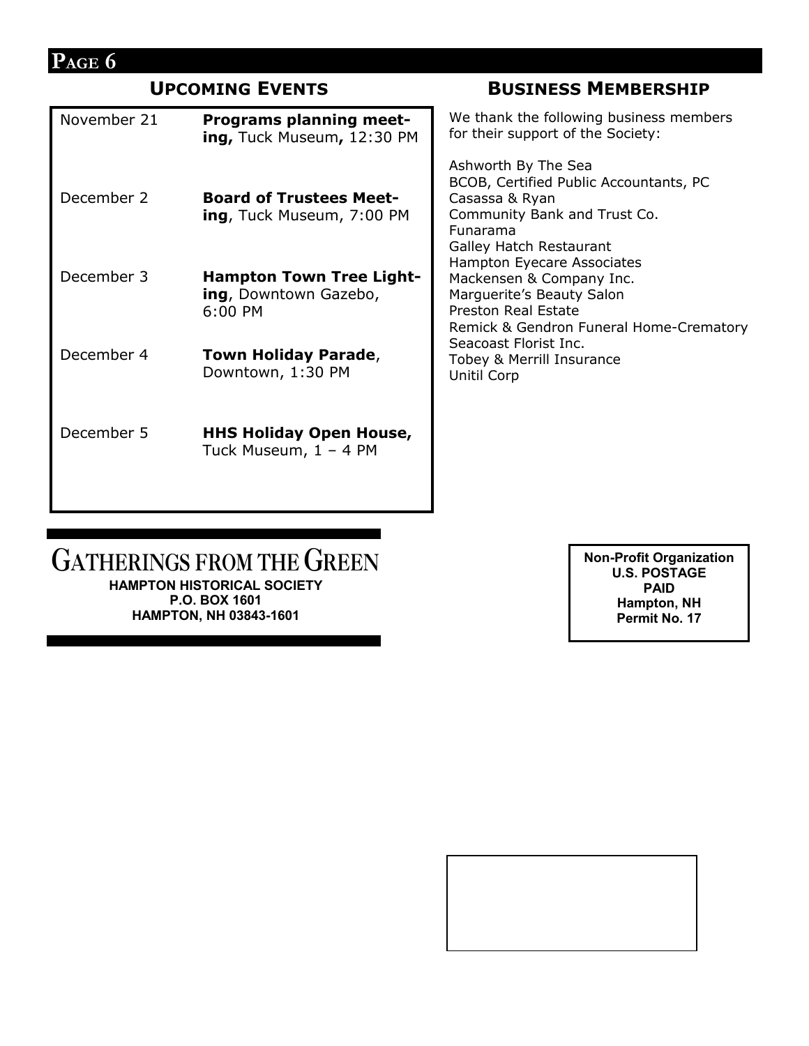## UPCOMING EVENTS

| | |
|---|---|
| November 21 | **Programs planning meeting,** Tuck Museum**,** 12:30 PM |
| December 2 | **Board of Trustees Meeting**, Tuck Museum, 7:00 PM |
| December 3 | **Hampton Town Tree Lighting**, Downtown Gazebo, 6:00 PM |
| December 4 | **Town Holiday Parade**, Downtown, 1:30 PM |
| December 5 | **HHS Holiday Open House,** Tuck Museum, 1 – 4 PM |

## BUSINESS MEMBERSHIP

We thank the following business members for their support of the Society:

Ashworth By The Sea
BCOB, Certified Public Accountants, PC
Casassa & Ryan
Community Bank and Trust Co.
Funarama
Galley Hatch Restaurant
Hampton Eyecare Associates
Mackensen & Company Inc.
Marguerite's Beauty Salon
Preston Real Estate
Remick & Gendron Funeral Home-Crematory
Seacoast Florist Inc.
Tobey & Merrill Insurance
Unitil Corp

# GATHERINGS FROM THE GREEN

**HAMPTON HISTORICAL SOCIETY**
**P.O. BOX 1601**
**HAMPTON, NH 03843-1601**

**Non-Profit Organization**
**U.S. POSTAGE**
**PAID**
**Hampton, NH**
**Permit No. 17**